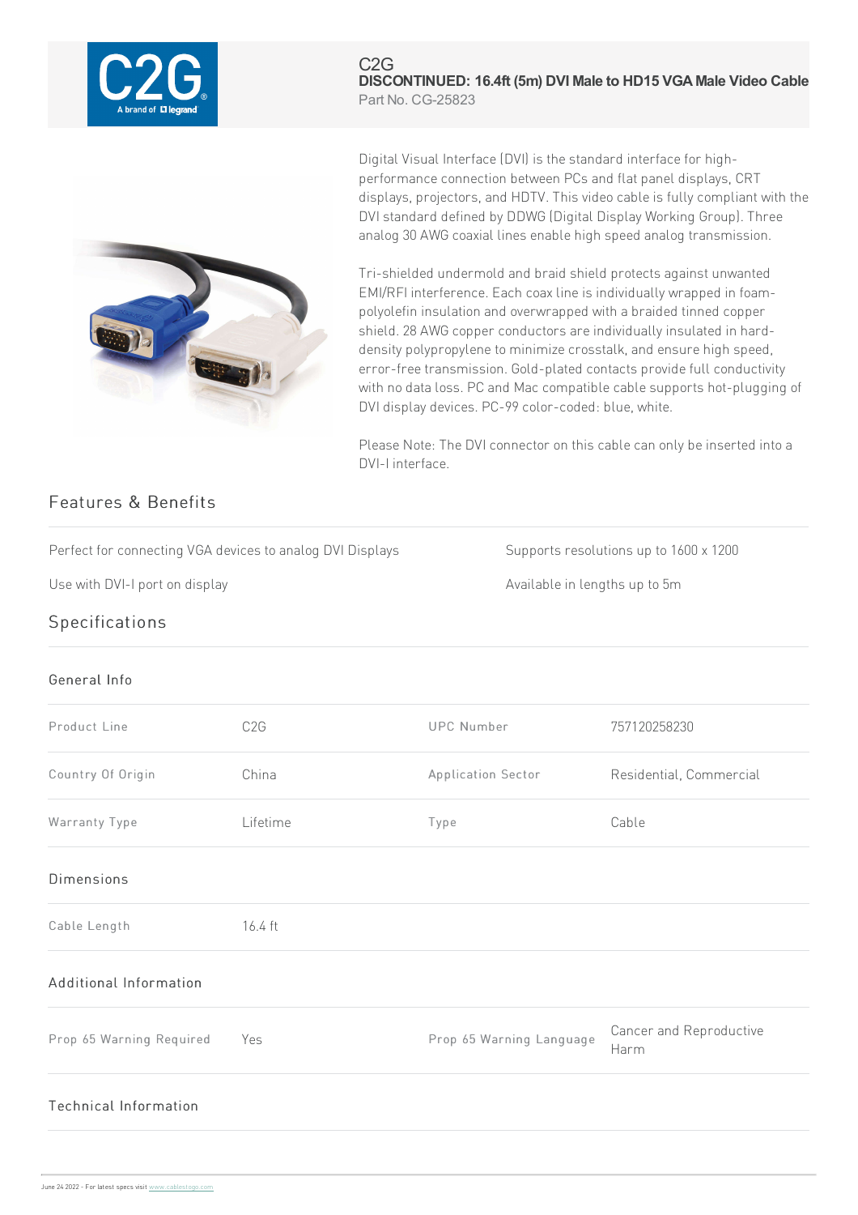C2G

# DISCONTINUED: 16.4ft (5m) DVI Male to HD15 VGA Male Video Cable

Part No. CG-25823

Digital Visual Interface (DVI) is the standard interface for high-performance connection between PCs and flat panel displays, CRT displays, projectors, and HDTV. This video cable is fully compliant with the DVI standard defined by DDWG (Digital Display Working Group). Three analog 30 AWG coaxial lines enable high speed analog transmission.

Tri-shielded undermold and braid shield protects against unwanted EMI/RFI interference. Each coax line is individually wrapped in foam-polyolefin insulation and overwrapped with a braided tinned copper shield. 28 AWG copper conductors are individually insulated in hard-density polypropylene to minimize crosstalk, and ensure high speed, error-free transmission. Gold-plated contacts provide full conductivity with no data loss. PC and Mac compatible cable supports hot-plugging of DVI display devices. PC-99 color-coded: blue, white.

Please Note: The DVI connector on this cable can only be inserted into a DVI-I interface.

## Features & Benefits

- Perfect for connecting VGA devices to analog DVI Displays
- Use with DVI-I port on display
- Supports resolutions up to 1600 x 1200
- Available in lengths up to 5m

## Specifications

### General Info

| | | | |
|---|---|---|---|
| Product Line | C2G | UPC Number | 757120258230 |
| Country Of Origin | China | Application Sector | Residential, Commercial |
| Warranty Type | Lifetime | Type | Cable |

### Dimensions

| | |
|---|---|
| Cable Length | 16.4 ft |

### Additional Information

| | | | |
|---|---|---|---|
| Prop 65 Warning Required | Yes | Prop 65 Warning Language | Cancer and Reproductive Harm |

### Technical Information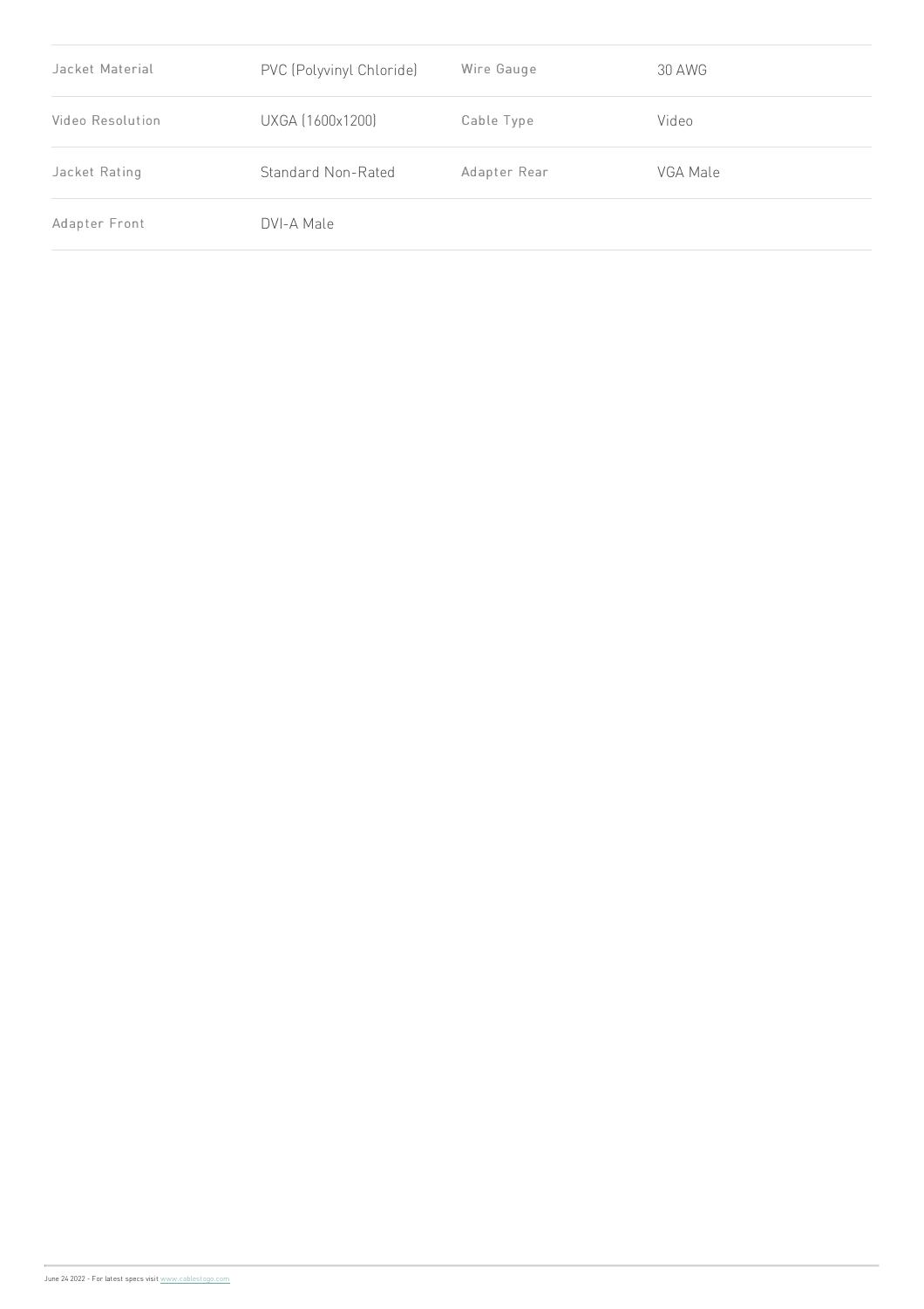| | | | |
|---|---|---|---|
| Jacket Material | PVC (Polyvinyl Chloride) | Wire Gauge | 30 AWG |
| Video Resolution | UXGA (1600x1200) | Cable Type | Video |
| Jacket Rating | Standard Non-Rated | Adapter Rear | VGA Male |
| Adapter Front | DVI-A Male | | |